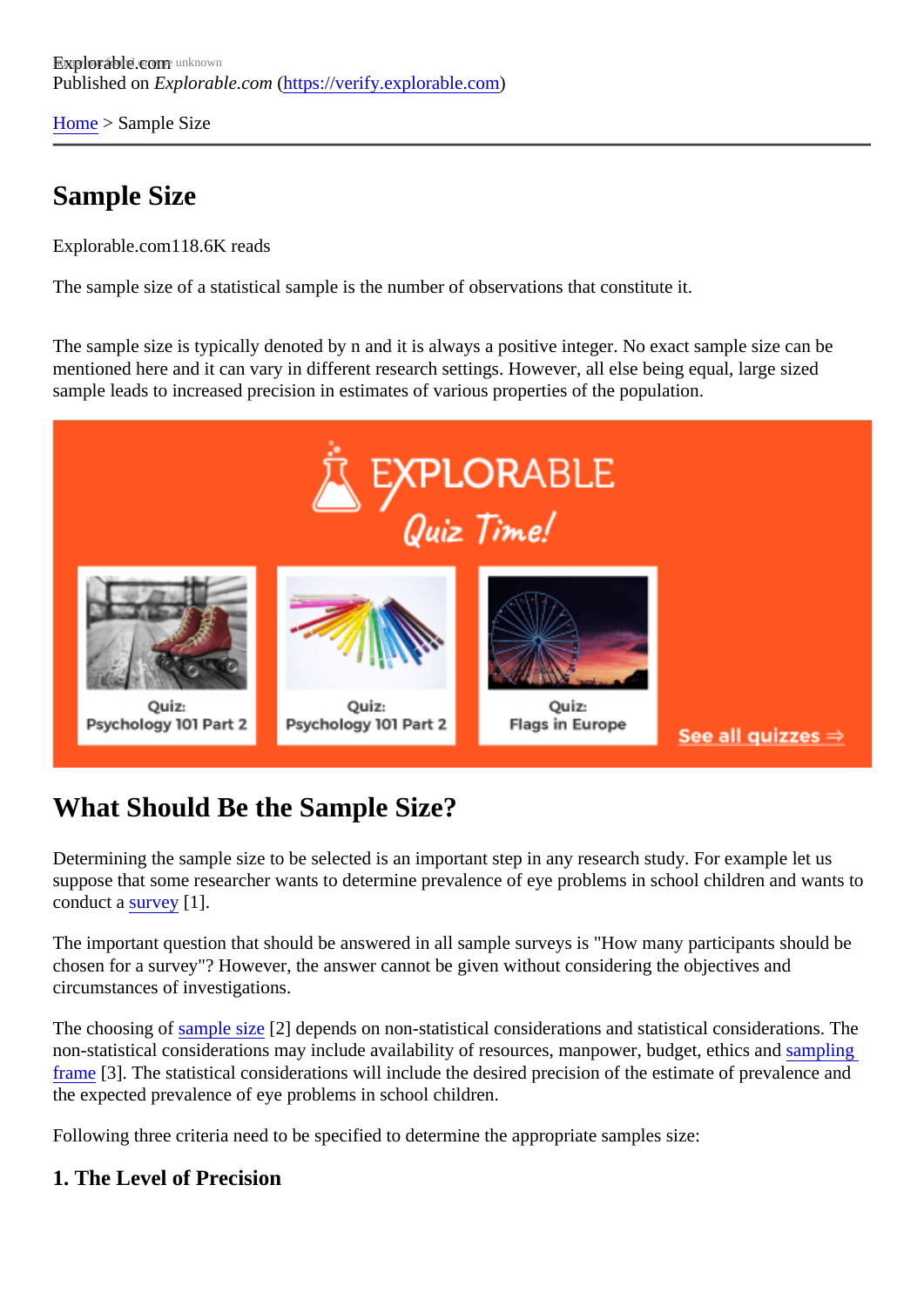Explorable.com
Published on *Explorable.com* (https://verify.explorable.com)

Home > Sample Size

# Sample Size

Explorable.com118.6K reads

The sample size of a statistical sample is the number of observations that constitute it.

The sample size is typically denoted by n and it is always a positive integer. No exact sample size can be mentioned here and it can vary in different research settings. However, all else being equal, large sized sample leads to increased precision in estimates of various properties of the population.

## What Should Be the Sample Size?

Determining the sample size to be selected is an important step in any research study. For example let us suppose that some researcher wants to determine prevalence of eye problems in school children and wants to conduct a survey [1].

The important question that should be answered in all sample surveys is "How many participants should be chosen for a survey"? However, the answer cannot be given without considering the objectives and circumstances of investigations.

The choosing of sample size [2] depends on non-statistical considerations and statistical considerations. The non-statistical considerations may include availability of resources, manpower, budget, ethics and sampling frame [3]. The statistical considerations will include the desired precision of the estimate of prevalence and the expected prevalence of eye problems in school children.

Following three criteria need to be specified to determine the appropriate samples size:

### 1. The Level of Precision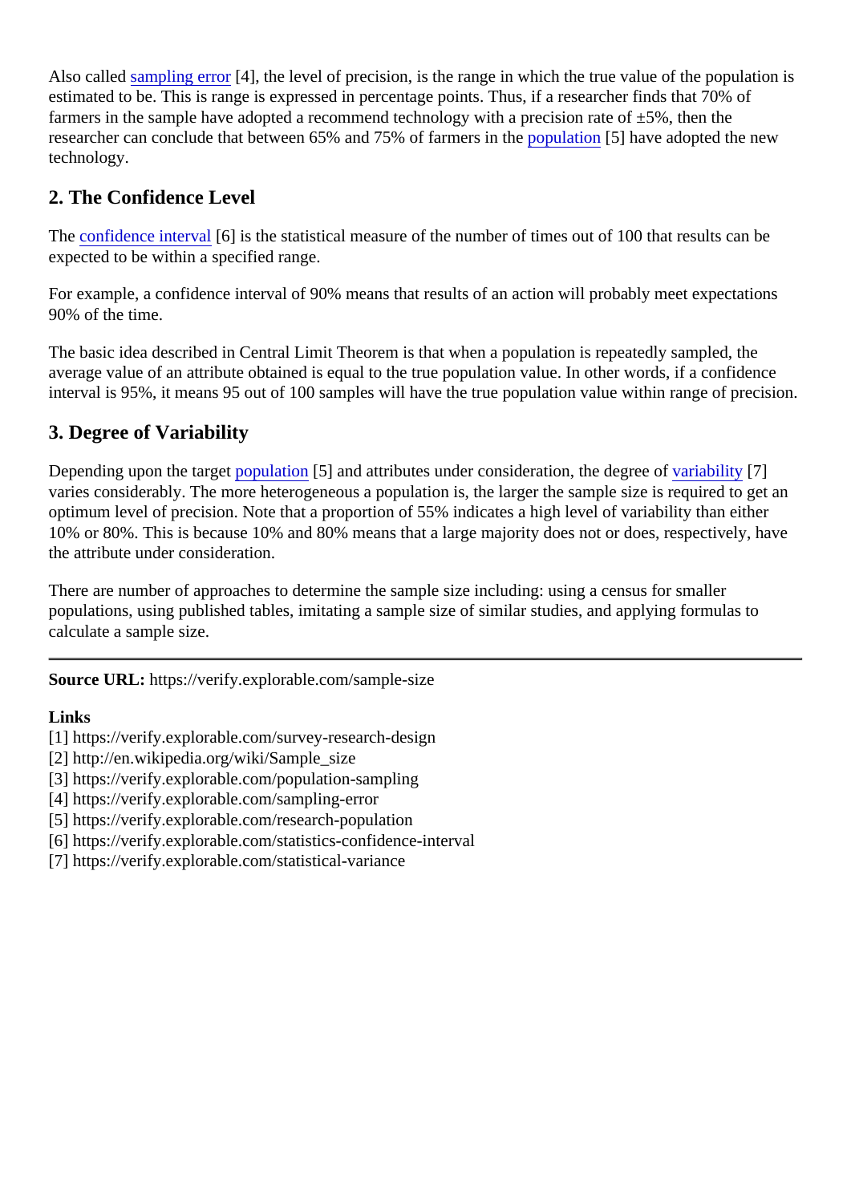Also called sampling error [4], the level of precision, is the range in which the true value of the population is estimated to be. This is range is expressed in percentage points. Thus, if a researcher finds that 70% of farmers in the sample have adopted a recommend technology with a precision rate of ±5%, then the researcher can conclude that between 65% and 75% of farmers in the population [5] have adopted the new technology.

## 2. The Confidence Level

The confidence interval [6] is the statistical measure of the number of times out of 100 that results can be expected to be within a specified range.

For example, a confidence interval of 90% means that results of an action will probably meet expectations 90% of the time.

The basic idea described in Central Limit Theorem is that when a population is repeatedly sampled, the average value of an attribute obtained is equal to the true population value. In other words, if a confidence interval is 95%, it means 95 out of 100 samples will have the true population value within range of precision.

## 3. Degree of Variability

Depending upon the target population [5] and attributes under consideration, the degree of variability [7] varies considerably. The more heterogeneous a population is, the larger the sample size is required to get an optimum level of precision. Note that a proportion of 55% indicates a high level of variability than either 10% or 80%. This is because 10% and 80% means that a large majority does not or does, respectively, have the attribute under consideration.

There are number of approaches to determine the sample size including: using a census for smaller populations, using published tables, imitating a sample size of similar studies, and applying formulas to calculate a sample size.

---

**Source URL:** https://verify.explorable.com/sample-size

**Links**
[1] https://verify.explorable.com/survey-research-design
[2] http://en.wikipedia.org/wiki/Sample_size
[3] https://verify.explorable.com/population-sampling
[4] https://verify.explorable.com/sampling-error
[5] https://verify.explorable.com/research-population
[6] https://verify.explorable.com/statistics-confidence-interval
[7] https://verify.explorable.com/statistical-variance